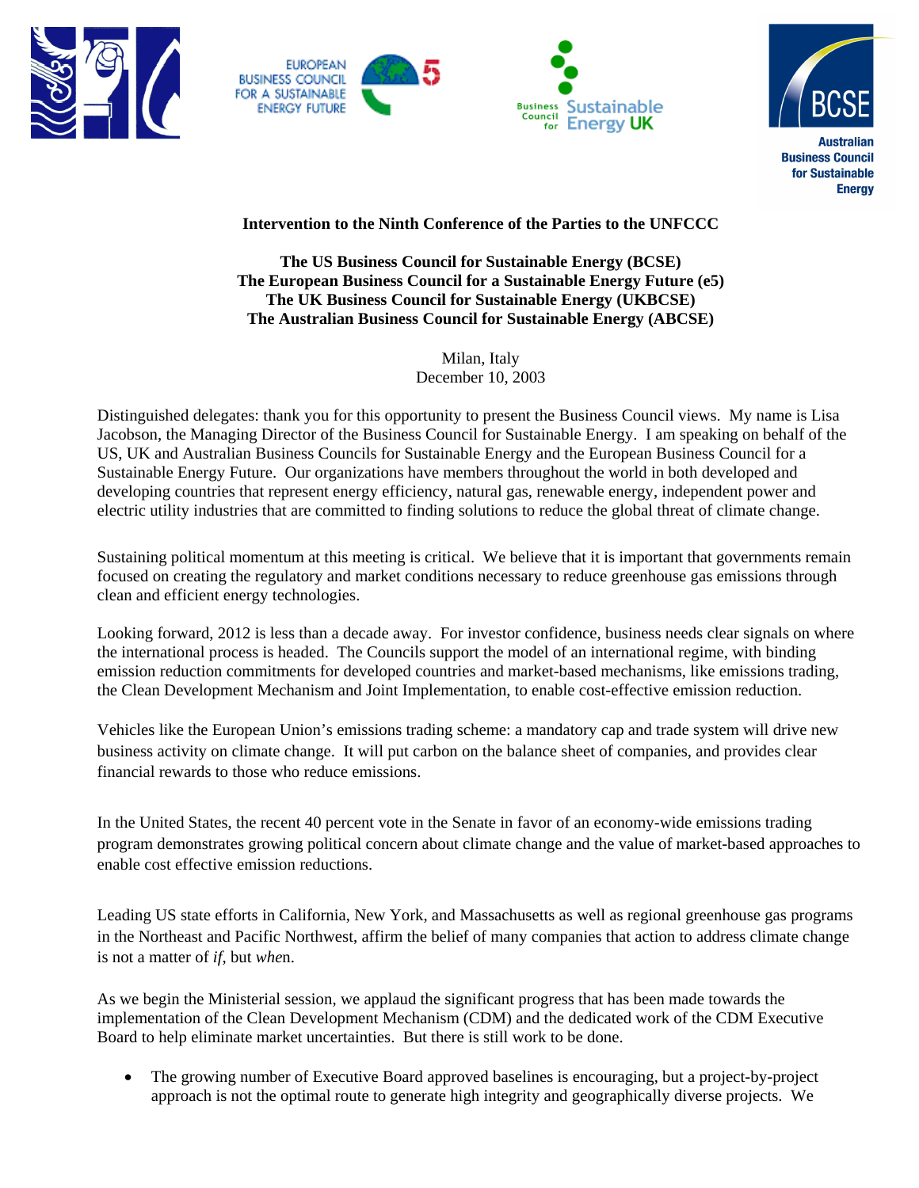EUROPEAN BUSINESS COUNCIL FOR A SUSTAINABLE ENERGY FUTURE

Business Council for Sustainable Energy UK

BCSE

Australian Business Council for Sustainable Energy

**Intervention to the Ninth Conference of the Parties to the UNFCCC**

**The US Business Council for Sustainable Energy (BCSE)**
**The European Business Council for a Sustainable Energy Future (e5)**
**The UK Business Council for Sustainable Energy (UKBCSE)**
**The Australian Business Council for Sustainable Energy (ABCSE)**

Milan, Italy
December 10, 2003

Distinguished delegates: thank you for this opportunity to present the Business Council views. My name is Lisa Jacobson, the Managing Director of the Business Council for Sustainable Energy. I am speaking on behalf of the US, UK and Australian Business Councils for Sustainable Energy and the European Business Council for a Sustainable Energy Future. Our organizations have members throughout the world in both developed and developing countries that represent energy efficiency, natural gas, renewable energy, independent power and electric utility industries that are committed to finding solutions to reduce the global threat of climate change.

Sustaining political momentum at this meeting is critical. We believe that it is important that governments remain focused on creating the regulatory and market conditions necessary to reduce greenhouse gas emissions through clean and efficient energy technologies.

Looking forward, 2012 is less than a decade away. For investor confidence, business needs clear signals on where the international process is headed. The Councils support the model of an international regime, with binding emission reduction commitments for developed countries and market-based mechanisms, like emissions trading, the Clean Development Mechanism and Joint Implementation, to enable cost-effective emission reduction.

Vehicles like the European Union's emissions trading scheme: a mandatory cap and trade system will drive new business activity on climate change. It will put carbon on the balance sheet of companies, and provides clear financial rewards to those who reduce emissions.

In the United States, the recent 40 percent vote in the Senate in favor of an economy-wide emissions trading program demonstrates growing political concern about climate change and the value of market-based approaches to enable cost effective emission reductions.

Leading US state efforts in California, New York, and Massachusetts as well as regional greenhouse gas programs in the Northeast and Pacific Northwest, affirm the belief of many companies that action to address climate change is not a matter of *if*, but *when*.

As we begin the Ministerial session, we applaud the significant progress that has been made towards the implementation of the Clean Development Mechanism (CDM) and the dedicated work of the CDM Executive Board to help eliminate market uncertainties. But there is still work to be done.

- The growing number of Executive Board approved baselines is encouraging, but a project-by-project approach is not the optimal route to generate high integrity and geographically diverse projects. We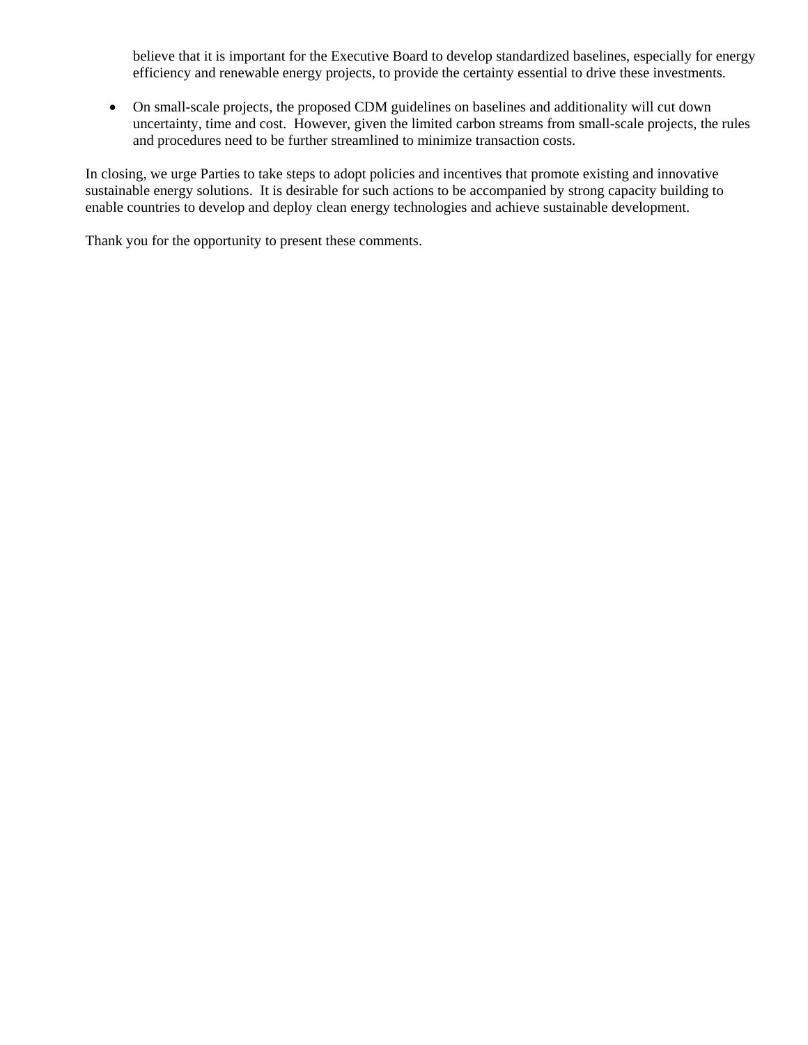believe that it is important for the Executive Board to develop standardized baselines, especially for energy efficiency and renewable energy projects, to provide the certainty essential to drive these investments.

- On small-scale projects, the proposed CDM guidelines on baselines and additionality will cut down uncertainty, time and cost. However, given the limited carbon streams from small-scale projects, the rules and procedures need to be further streamlined to minimize transaction costs.

In closing, we urge Parties to take steps to adopt policies and incentives that promote existing and innovative sustainable energy solutions. It is desirable for such actions to be accompanied by strong capacity building to enable countries to develop and deploy clean energy technologies and achieve sustainable development.

Thank you for the opportunity to present these comments.